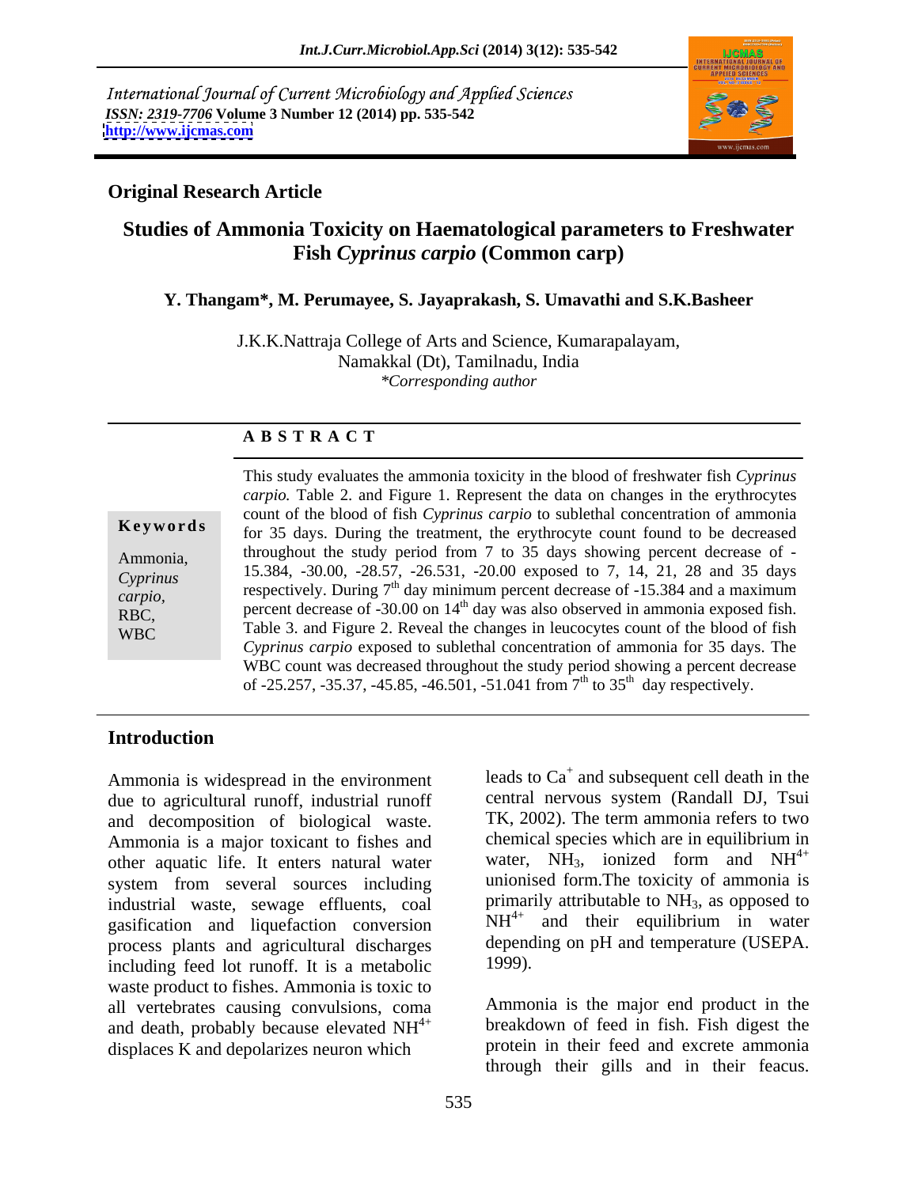International Journal of Current Microbiology and Applied Sciences
*ISSN: 2319-7706* **Volume 3 Number 12 (2014) pp. 535-542**
**http://www.ijcmas.com**

**Original Research Article**

# Studies of Ammonia Toxicity on Haematological parameters to Freshwater Fish *Cyprinus carpio* (Common carp)

**Y. Thangam\*, M. Perumayee, S. Jayaprakash, S. Umavathi and S.K.Basheer**

J.K.K.Nattraja College of Arts and Science, Kumarapalayam, Namakkal (Dt), Tamilnadu, India
*\*Corresponding author*

**A B S T R A C T**

**Keywords**

Ammonia, *Cyprinus carpio*, RBC, WBC

This study evaluates the ammonia toxicity in the blood of freshwater fish *Cyprinus carpio.* Table 2. and Figure 1. Represent the data on changes in the erythrocytes count of the blood of fish *Cyprinus carpio* to sublethal concentration of ammonia for 35 days. During the treatment, the erythrocyte count found to be decreased throughout the study period from 7 to 35 days showing percent decrease of -15.384, -30.00, -28.57, -26.531, -20.00 exposed to 7, 14, 21, 28 and 35 days respectively. During 7th day minimum percent decrease of -15.384 and a maximum percent decrease of -30.00 on 14th day was also observed in ammonia exposed fish. Table 3. and Figure 2. Reveal the changes in leucocytes count of the blood of fish *Cyprinus carpio* exposed to sublethal concentration of ammonia for 35 days. The WBC count was decreased throughout the study period showing a percent decrease of -25.257, -35.37, -45.85, -46.501, -51.041 from 7th to 35th day respectively.

## Introduction

Ammonia is widespread in the environment due to agricultural runoff, industrial runoff and decomposition of biological waste. Ammonia is a major toxicant to fishes and other aquatic life. It enters natural water system from several sources including industrial waste, sewage effluents, coal gasification and liquefaction conversion process plants and agricultural discharges including feed lot runoff. It is a metabolic waste product to fishes. Ammonia is toxic to all vertebrates causing convulsions, coma and death, probably because elevated $NH^{4+}$ displaces K and depolarizes neuron which leads to $Ca^{+}$ and subsequent cell death in the central nervous system (Randall DJ, Tsui TK, 2002). The term ammonia refers to two chemical species which are in equilibrium in water, $NH_3$, ionized form and $NH^{4+}$ unionised form.The toxicity of ammonia is primarily attributable to $NH_3$, as opposed to $NH^{4+}$ and their equilibrium in water depending on pH and temperature (USEPA. 1999).

Ammonia is the major end product in the breakdown of feed in fish. Fish digest the protein in their feed and excrete ammonia through their gills and in their feacus.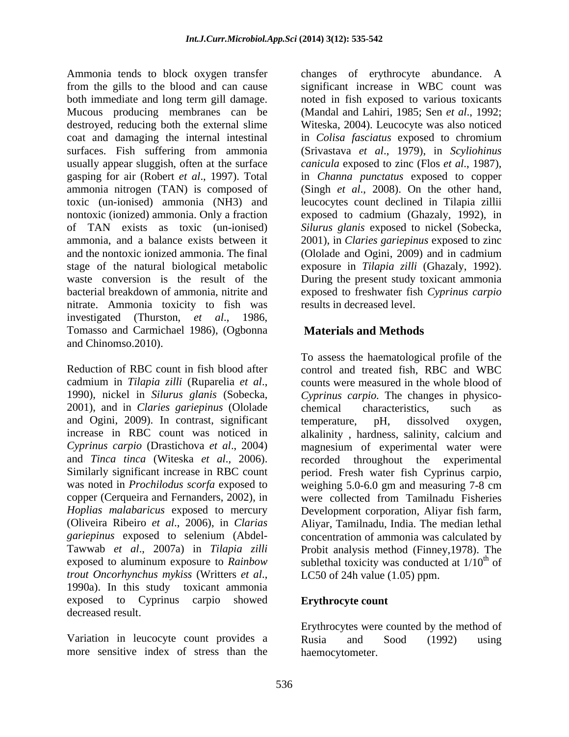Ammonia tends to block oxygen transfer from the gills to the blood and can cause both immediate and long term gill damage. Mucous producing membranes can be destroyed, reducing both the external slime coat and damaging the internal intestinal surfaces. Fish suffering from ammonia usually appear sluggish, often at the surface gasping for air (Robert *et al*., 1997). Total ammonia nitrogen (TAN) is composed of toxic (un-ionised) ammonia (NH3) and nontoxic (ionized) ammonia. Only a fraction of TAN exists as toxic (un-ionised) ammonia, and a balance exists between it and the nontoxic ionized ammonia. The final stage of the natural biological metabolic waste conversion is the result of the bacterial breakdown of ammonia, nitrite and nitrate. Ammonia toxicity to fish was investigated (Thurston, *et al*., 1986, Tomasso and Carmichael 1986), (Ogbonna and Chinomso.2010).

Reduction of RBC count in fish blood after cadmium in *Tilapia zilli* (Ruparelia *et al*., 1990), nickel in *Silurus glanis* (Sobecka, 2001), and in *Claries gariepinus* (Ololade and Ogini, 2009). In contrast, significant increase in RBC count was noticed in *Cyprinus carpio* (Drastichova *et al*., 2004) and *Tinca tinca* (Witeska *et al*., 2006). Similarly significant increase in RBC count was noted in *Prochilodus scorfa* exposed to copper (Cerqueira and Fernanders, 2002), in *Hoplias malabaricus* exposed to mercury (Oliveira Ribeiro *et al*., 2006), in *Clarias gariepinus* exposed to selenium (Abdel-Tawwab *et al*., 2007a) in *Tilapia zilli* exposed to aluminum exposure to *Rainbow trout Oncorhynchus mykiss* (Writters *et al*., 1990a). In this study toxicant ammonia exposed to Cyprinus carpio showed decreased result.

Variation in leucocyte count provides a more sensitive index of stress than the changes of erythrocyte abundance. A significant increase in WBC count was noted in fish exposed to various toxicants (Mandal and Lahiri, 1985; Sen *et al*., 1992; Witeska, 2004). Leucocyte was also noticed in *Colisa fasciatus* exposed to chromium (Srivastava *et al*., 1979), in *Scyliohinus canicula* exposed to zinc (Flos *et al*., 1987), in *Channa punctatus* exposed to copper (Singh *et al*., 2008). On the other hand, leucocytes count declined in Tilapia zillii exposed to cadmium (Ghazaly, 1992), in *Silurus glanis* exposed to nickel (Sobecka, 2001), in *Claries gariepinus* exposed to zinc (Ololade and Ogini, 2009) and in cadmium exposure in *Tilapia zilli* (Ghazaly, 1992). During the present study toxicant ammonia exposed to freshwater fish *Cyprinus carpio* results in decreased level.

## Materials and Methods

To assess the haematological profile of the control and treated fish, RBC and WBC counts were measured in the whole blood of *Cyprinus carpio.* The changes in physico-chemical characteristics, such as temperature, pH, dissolved oxygen, alkalinity , hardness, salinity, calcium and magnesium of experimental water were recorded throughout the experimental period. Fresh water fish Cyprinus carpio, weighing 5.0-6.0 gm and measuring 7-8 cm were collected from Tamilnadu Fisheries Development corporation, Aliyar fish farm, Aliyar, Tamilnadu, India. The median lethal concentration of ammonia was calculated by Probit analysis method (Finney,1978). The sublethal toxicity was conducted at $1/10^{th}$ of LC50 of 24h value (1.05) ppm.

### Erythrocyte count

Erythrocytes were counted by the method of Rusia and Sood (1992) using haemocytometer.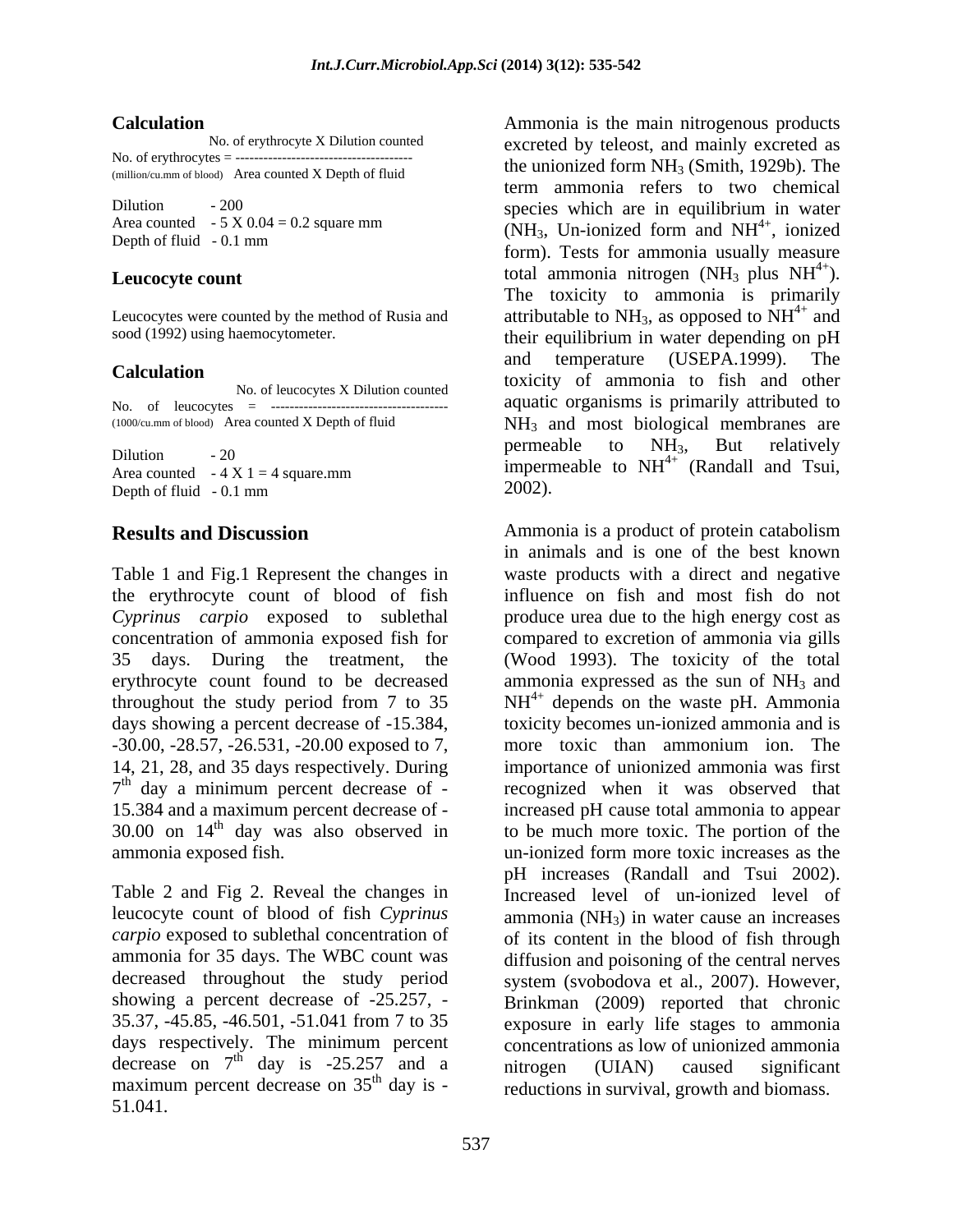**Calculation**

$$\text{No. of erythrocytes (million/cu.mm of blood)} = \frac{\text{No. of erythrocyte X Dilution counted}}{\text{Area counted X Depth of fluid}}$$

Dilution - 200
Area counted - 5 X 0.04 = 0.2 square mm
Depth of fluid - 0.1 mm

**Leucocyte count**

Leucocytes were counted by the method of Rusia and sood (1992) using haemocytometer.

**Calculation**

$$\text{No. of leucocytes (1000/cu.mm of blood)} = \frac{\text{No. of leucocytes X Dilution counted}}{\text{Area counted X Depth of fluid}}$$

Dilution - 20
Area counted - 4 X 1 = 4 square.mm
Depth of fluid - 0.1 mm

## Results and Discussion

Table 1 and Fig.1 Represent the changes in the erythrocyte count of blood of fish *Cyprinus carpio* exposed to sublethal concentration of ammonia exposed fish for 35 days. During the treatment, the erythrocyte count found to be decreased throughout the study period from 7 to 35 days showing a percent decrease of -15.384, -30.00, -28.57, -26.531, -20.00 exposed to 7, 14, 21, 28, and 35 days respectively. During $7^{th}$ day a minimum percent decrease of -15.384 and a maximum percent decrease of -30.00 on $14^{th}$ day was also observed in ammonia exposed fish.

Table 2 and Fig 2. Reveal the changes in leucocyte count of blood of fish *Cyprinus carpio* exposed to sublethal concentration of ammonia for 35 days. The WBC count was decreased throughout the study period showing a percent decrease of -25.257, -35.37, -45.85, -46.501, -51.041 from 7 to 35 days respectively. The minimum percent decrease on $7^{th}$ day is -25.257 and a maximum percent decrease on $35^{th}$ day is -51.041.

Ammonia is the main nitrogenous products excreted by teleost, and mainly excreted as the unionized form $NH_3$ (Smith, 1929b). The term ammonia refers to two chemical species which are in equilibrium in water ($NH_3$, Un-ionized form and $NH^{4+}$, ionized form). Tests for ammonia usually measure total ammonia nitrogen ($NH_3$ plus $NH^{4+}$). The toxicity to ammonia is primarily attributable to $NH_3$, as opposed to $NH^{4+}$ and their equilibrium in water depending on pH and temperature (USEPA.1999). The toxicity of ammonia to fish and other aquatic organisms is primarily attributed to $NH_3$ and most biological membranes are permeable to $NH_3$, But relatively impermeable to $NH^{4+}$ (Randall and Tsui, 2002).

Ammonia is a product of protein catabolism in animals and is one of the best known waste products with a direct and negative influence on fish and most fish do not produce urea due to the high energy cost as compared to excretion of ammonia via gills (Wood 1993). The toxicity of the total ammonia expressed as the sun of $NH_3$ and $NH^{4+}$ depends on the waste pH. Ammonia toxicity becomes un-ionized ammonia and is more toxic than ammonium ion. The importance of unionized ammonia was first recognized when it was observed that increased pH cause total ammonia to appear to be much more toxic. The portion of the un-ionized form more toxic increases as the pH increases (Randall and Tsui 2002). Increased level of un-ionized level of ammonia ($NH_3$) in water cause an increases of its content in the blood of fish through diffusion and poisoning of the central nerves system (svobodova et al., 2007). However, Brinkman (2009) reported that chronic exposure in early life stages to ammonia concentrations as low of unionized ammonia nitrogen (UIAN) caused significant reductions in survival, growth and biomass.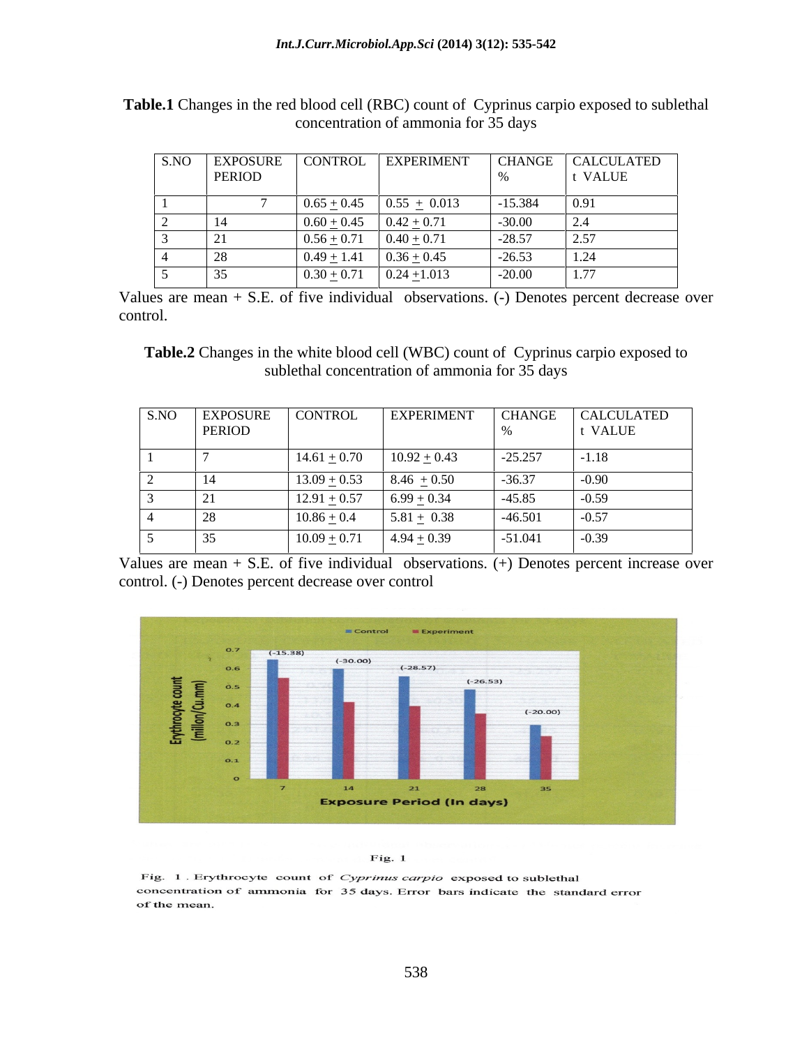**Table.1** Changes in the red blood cell (RBC) count of Cyprinus carpio exposed to sublethal concentration of ammonia for 35 days

| S.NO | EXPOSURE PERIOD | CONTROL | EXPERIMENT | CHANGE % | CALCULATED t VALUE |
|---|---|---|---|---|---|
| 1 | 7 | 0.65 ± 0.45 | 0.55 ± 0.013 | -15.384 | 0.91 |
| 2 | 14 | 0.60 ± 0.45 | 0.42 ± 0.71 | -30.00 | 2.4 |
| 3 | 21 | 0.56 ± 0.71 | 0.40 ± 0.71 | -28.57 | 2.57 |
| 4 | 28 | 0.49 ± 1.41 | 0.36 ± 0.45 | -26.53 | 1.24 |
| 5 | 35 | 0.30 ± 0.71 | 0.24 ±1.013 | -20.00 | 1.77 |

Values are mean + S.E. of five individual observations. (-) Denotes percent decrease over control.

**Table.2** Changes in the white blood cell (WBC) count of Cyprinus carpio exposed to sublethal concentration of ammonia for 35 days

| S.NO | EXPOSURE PERIOD | CONTROL | EXPERIMENT | CHANGE % | CALCULATED t VALUE |
|---|---|---|---|---|---|
| 1 | 7 | 14.61 ± 0.70 | 10.92 ± 0.43 | -25.257 | -1.18 |
| 2 | 14 | 13.09 ± 0.53 | 8.46 ± 0.50 | -36.37 | -0.90 |
| 3 | 21 | 12.91 ± 0.57 | 6.99 ± 0.34 | -45.85 | -0.59 |
| 4 | 28 | 10.86 ± 0.4 | 5.81 ± 0.38 | -46.501 | -0.57 |
| 5 | 35 | 10.09 ± 0.71 | 4.94 ± 0.39 | -51.041 | -0.39 |

Values are mean + S.E. of five individual observations. (+) Denotes percent increase over control. (-) Denotes percent decrease over control

Fig. 1

Fig. 1 . Erythrocyte count of *Cyprinus carpio* exposed to sublethal concentration of ammonia for 35 days. Error bars indicate the standard error of the mean.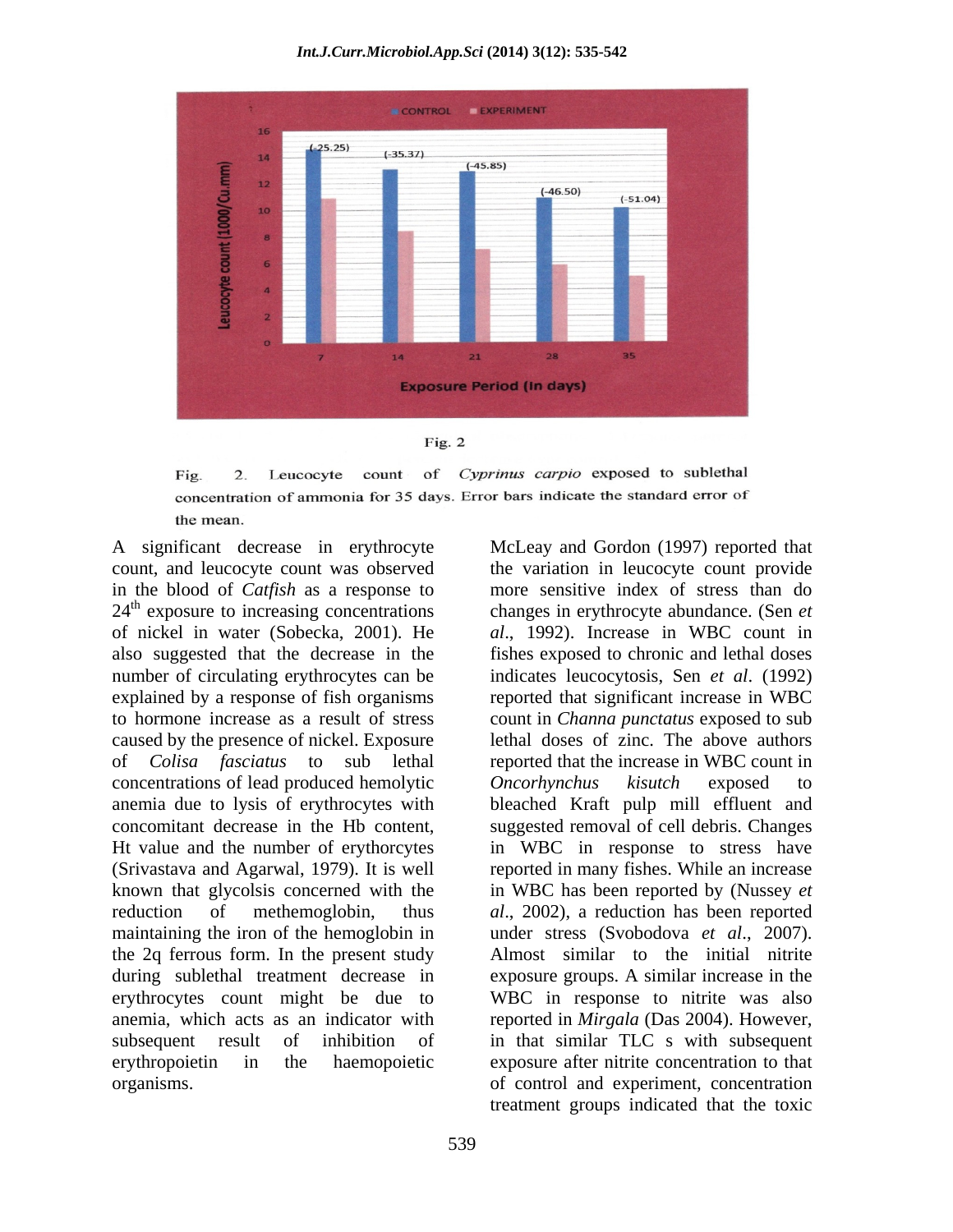Fig. 2

Fig. 2. Leucocyte count of *Cyprinus carpio* exposed to sublethal concentration of ammonia for 35 days. Error bars indicate the standard error of the mean.

A significant decrease in erythrocyte count, and leucocyte count was observed in the blood of *Catfish* as a response to 24[th] exposure to increasing concentrations of nickel in water (Sobecka, 2001). He also suggested that the decrease in the number of circulating erythrocytes can be explained by a response of fish organisms to hormone increase as a result of stress caused by the presence of nickel. Exposure of *Colisa fasciatus* to sub lethal concentrations of lead produced hemolytic anemia due to lysis of erythrocytes with concomitant decrease in the Hb content, Ht value and the number of erythorcytes (Srivastava and Agarwal, 1979). It is well known that glycolsis concerned with the reduction of methemoglobin, thus maintaining the iron of the hemoglobin in the 2q ferrous form. In the present study during sublethal treatment decrease in erythrocytes count might be due to anemia, which acts as an indicator with subsequent result of inhibition of erythropoietin in the haemopoietic organisms.

McLeay and Gordon (1997) reported that the variation in leucocyte count provide more sensitive index of stress than do changes in erythrocyte abundance. (Sen *et al*., 1992). Increase in WBC count in fishes exposed to chronic and lethal doses indicates leucocytosis, Sen *et al*. (1992) reported that significant increase in WBC count in *Channa punctatus* exposed to sub lethal doses of zinc. The above authors reported that the increase in WBC count in *Oncorhynchus kisutch* exposed to bleached Kraft pulp mill effluent and suggested removal of cell debris. Changes in WBC in response to stress have reported in many fishes. While an increase in WBC has been reported by (Nussey *et al*., 2002), a reduction has been reported under stress (Svobodova *et al*., 2007). Almost similar to the initial nitrite exposure groups. A similar increase in the WBC in response to nitrite was also reported in *Mirgala* (Das 2004). However, in that similar TLC s with subsequent exposure after nitrite concentration to that of control and experiment, concentration treatment groups indicated that the toxic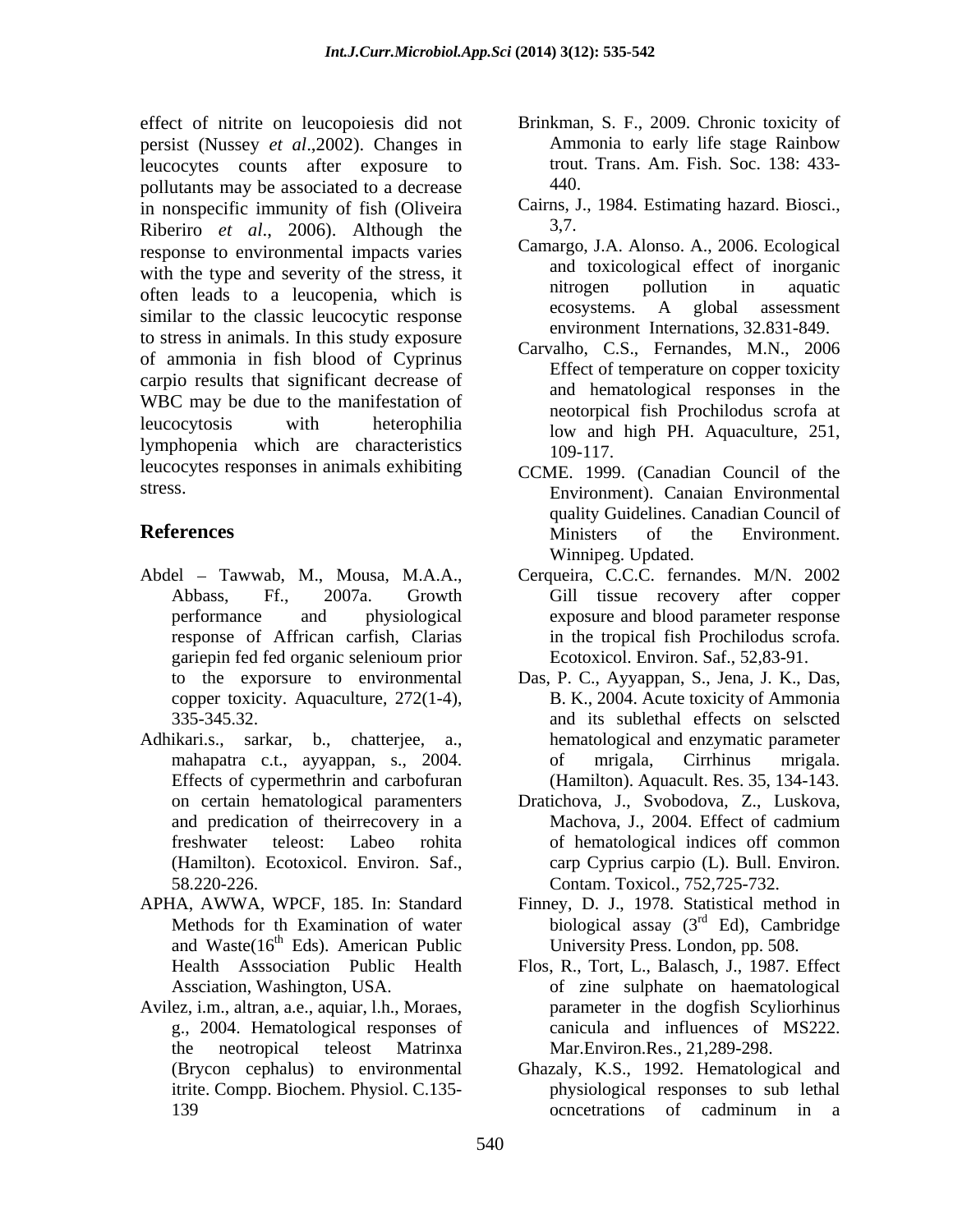effect of nitrite on leucopoiesis did not persist (Nussey *et al*.,2002). Changes in leucocytes counts after exposure to pollutants may be associated to a decrease in nonspecific immunity of fish (Oliveira Riberiro *et al*., 2006). Although the response to environmental impacts varies with the type and severity of the stress, it often leads to a leucopenia, which is similar to the classic leucocytic response to stress in animals. In this study exposure of ammonia in fish blood of Cyprinus carpio results that significant decrease of WBC may be due to the manifestation of leucocytosis with heterophilia lymphopenia which are characteristics leucocytes responses in animals exhibiting stress.

## References

Abdel – Tawwab, M., Mousa, M.A.A., Abbass, Ff., 2007a. Growth performance and physiological response of Affrican carfish, Clarias gariepin fed fed organic selenioum prior to the exporsure to environmental copper toxicity. Aquaculture, 272(1-4), 335-345.32.

Adhikari.s., sarkar, b., chatterjee, a., mahapatra c.t., ayyappan, s., 2004. Effects of cypermethrin and carbofuran on certain hematological paramenters and predication of theirrecovery in a freshwater teleost: Labeo rohita (Hamilton). Ecotoxicol. Environ. Saf., 58.220-226.

APHA, AWWA, WPCF, 185. In: Standard Methods for th Examination of water and Waste(16th Eds). American Public Health Asssociation Public Health Assciation, Washington, USA.

Avilez, i.m., altran, a.e., aquiar, l.h., Moraes, g., 2004. Hematological responses of the neotropical teleost Matrinxa (Brycon cephalus) to environmental itrite. Compp. Biochem. Physiol. C.135-139

Brinkman, S. F., 2009. Chronic toxicity of Ammonia to early life stage Rainbow trout. Trans. Am. Fish. Soc. 138: 433-440.

Cairns, J., 1984. Estimating hazard. Biosci., 3,7.

Camargo, J.A. Alonso. A., 2006. Ecological and toxicological effect of inorganic nitrogen pollution in aquatic ecosystems. A global assessment environment Internations, 32.831-849.

Carvalho, C.S., Fernandes, M.N., 2006 Effect of temperature on copper toxicity and hematological responses in the neotorpical fish Prochilodus scrofa at low and high PH. Aquaculture, 251, 109-117.

CCME. 1999. (Canadian Council of the Environment). Canaian Environmental quality Guidelines. Canadian Council of Ministers of the Environment. Winnipeg. Updated.

Cerqueira, C.C.C. fernandes. M/N. 2002 Gill tissue recovery after copper exposure and blood parameter response in the tropical fish Prochilodus scrofa. Ecotoxicol. Environ. Saf., 52,83-91.

Das, P. C., Ayyappan, S., Jena, J. K., Das, B. K., 2004. Acute toxicity of Ammonia and its sublethal effects on selscted hematological and enzymatic parameter of mrigala, Cirrhinus mrigala. (Hamilton). Aquacult. Res. 35, 134-143.

Dratichova, J., Svobodova, Z., Luskova, Machova, J., 2004. Effect of cadmium of hematological indices off common carp Cyprius carpio (L). Bull. Environ. Contam. Toxicol., 752,725-732.

Finney, D. J., 1978. Statistical method in biological assay (3rd Ed), Cambridge University Press. London, pp. 508.

Flos, R., Tort, L., Balasch, J., 1987. Effect of zine sulphate on haematological parameter in the dogfish Scyliorhinus canicula and influences of MS222. Mar.Environ.Res., 21,289-298.

Ghazaly, K.S., 1992. Hematological and physiological responses to sub lethal ocncetrations of cadminum in a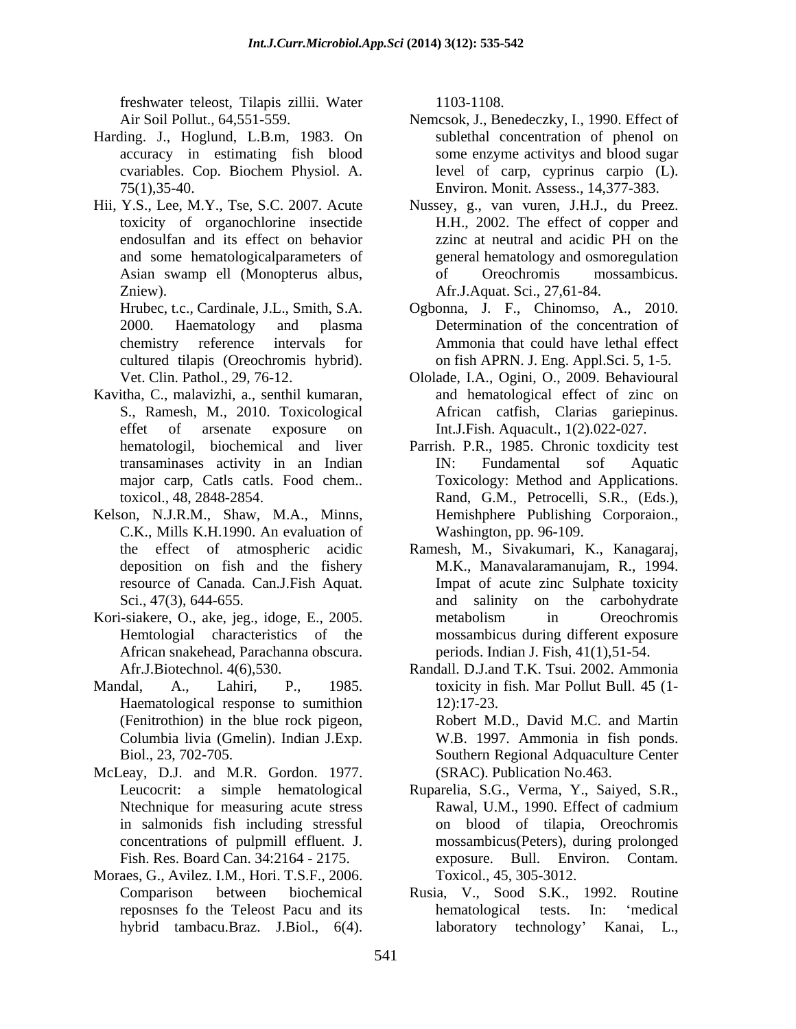freshwater teleost, Tilapis zillii. Water Air Soil Pollut., 64,551-559.

Harding. J., Hoglund, L.B.m, 1983. On accuracy in estimating fish blood cvariables. Cop. Biochem Physiol. A. 75(1),35-40.

Hii, Y.S., Lee, M.Y., Tse, S.C. 2007. Acute toxicity of organochlorine insectide endosulfan and its effect on behavior and some hematologicalparameters of Asian swamp ell (Monopterus albus, Zniew).

Hrubec, t.c., Cardinale, J.L., Smith, S.A. 2000. Haematology and plasma chemistry reference intervals for cultured tilapis (Oreochromis hybrid). Vet. Clin. Pathol., 29, 76-12.

Kavitha, C., malavizhi, a., senthil kumaran, S., Ramesh, M., 2010. Toxicological effet of arsenate exposure on hematologil, biochemical and liver transaminases activity in an Indian major carp, Catls catls. Food chem.. toxicol., 48, 2848-2854.

Kelson, N.J.R.M., Shaw, M.A., Minns, C.K., Mills K.H.1990. An evaluation of the effect of atmospheric acidic deposition on fish and the fishery resource of Canada. Can.J.Fish Aquat. Sci., 47(3), 644-655.

Kori-siakere, O., ake, jeg., idoge, E., 2005. Hemtologial characteristics of the African snakehead, Parachanna obscura. Afr.J.Biotechnol. 4(6),530.

Mandal, A., Lahiri, P., 1985. Haematological response to sumithion (Fenitrothion) in the blue rock pigeon, Columbia livia (Gmelin). Indian J.Exp. Biol., 23, 702-705.

McLeay, D.J. and M.R. Gordon. 1977. Leucocrit: a simple hematological Ntechnique for measuring acute stress in salmonids fish including stressful concentrations of pulpmill effluent. J. Fish. Res. Board Can. 34:2164 - 2175.

Moraes, G., Avilez. I.M., Hori. T.S.F., 2006. Comparison between biochemical reposnses fo the Teleost Pacu and its hybrid tambacu.Braz. J.Biol., 6(4). 1103-1108.

Nemcsok, J., Benedeczky, I., 1990. Effect of sublethal concentration of phenol on some enzyme activitys and blood sugar level of carp, cyprinus carpio (L). Environ. Monit. Assess., 14,377-383.

Nussey, g., van vuren, J.H.J., du Preez. H.H., 2002. The effect of copper and zzinc at neutral and acidic PH on the general hematology and osmoregulation of Oreochromis mossambicus. Afr.J.Aquat. Sci., 27,61-84.

Ogbonna, J. F., Chinomso, A., 2010. Determination of the concentration of Ammonia that could have lethal effect on fish APRN. J. Eng. Appl.Sci. 5, 1-5.

Ololade, I.A., Ogini, O., 2009. Behavioural and hematological effect of zinc on African catfish, Clarias gariepinus. Int.J.Fish. Aquacult., 1(2).022-027.

Parrish. P.R., 1985. Chronic toxdicity test IN: Fundamental sof Aquatic Toxicology: Method and Applications. Rand, G.M., Petrocelli, S.R., (Eds.), Hemishphere Publishing Corporaion., Washington, pp. 96-109.

Ramesh, M., Sivakumari, K., Kanagaraj, M.K., Manavalaramanujam, R., 1994. Impat of acute zinc Sulphate toxicity and salinity on the carbohydrate metabolism in Oreochromis mossambicus during different exposure periods. Indian J. Fish, 41(1),51-54.

Randall. D.J.and T.K. Tsui. 2002. Ammonia toxicity in fish. Mar Pollut Bull. 45 (1-12):17-23.

Robert M.D., David M.C. and Martin W.B. 1997. Ammonia in fish ponds. Southern Regional Adquaculture Center (SRAC). Publication No.463.

Ruparelia, S.G., Verma, Y., Saiyed, S.R., Rawal, U.M., 1990. Effect of cadmium on blood of tilapia, Oreochromis mossambicus(Peters), during prolonged exposure. Bull. Environ. Contam. Toxicol., 45, 305-3012.

Rusia, V., Sood S.K., 1992. Routine hematological tests. In: 'medical laboratory technology' Kanai, L.,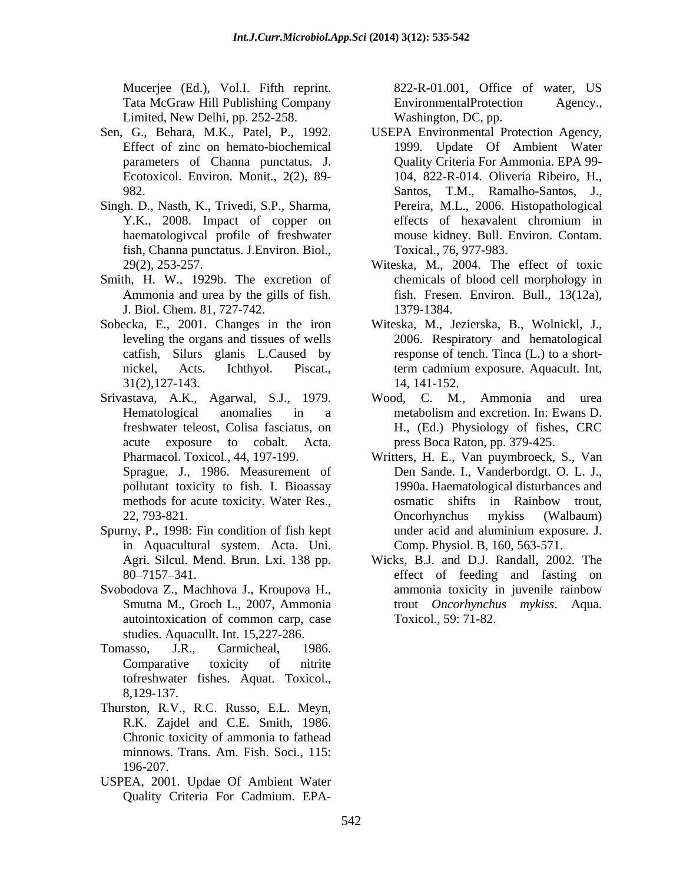Mucerjee (Ed.), Vol.I. Fifth reprint. Tata McGraw Hill Publishing Company Limited, New Delhi, pp. 252-258.

Sen, G., Behara, M.K., Patel, P., 1992. Effect of zinc on hemato-biochemical parameters of Channa punctatus. J. Ecotoxicol. Environ. Monit., 2(2), 89-982.

Singh. D., Nasth, K., Trivedi, S.P., Sharma, Y.K., 2008. Impact of copper on haematologivcal profile of freshwater fish, Channa punctatus. J.Environ. Biol., 29(2), 253-257.

Smith, H. W., 1929b. The excretion of Ammonia and urea by the gills of fish. J. Biol. Chem. 81, 727-742.

Sobecka, E., 2001. Changes in the iron leveling the organs and tissues of wells catfish, Silurs glanis L.Caused by nickel, Acts. Ichthyol. Piscat., 31(2),127-143.

Srivastava, A.K., Agarwal, S.J., 1979. Hematological anomalies in a freshwater teleost, Colisa fasciatus, on acute exposure to cobalt. Acta. Pharmacol. Toxicol., 44, 197-199.

Sprague, J., 1986. Measurement of pollutant toxicity to fish. I. Bioassay methods for acute toxicity. Water Res., 22, 793-821.

Spurny, P., 1998: Fin condition of fish kept in Aquacultural system. Acta. Uni. Agri. Silcul. Mend. Brun. Lxi. 138 pp. 80–7157–341.

Svobodova Z., Machhova J., Kroupova H., Smutna M., Groch L., 2007, Ammonia autointoxication of common carp, case studies. Aquacullt. Int. 15,227-286.

Tomasso, J.R., Carmicheal, 1986. Comparative toxicity of nitrite tofreshwater fishes. Aquat. Toxicol., 8,129-137.

Thurston, R.V., R.C. Russo, E.L. Meyn, R.K. Zajdel and C.E. Smith, 1986. Chronic toxicity of ammonia to fathead minnows. Trans. Am. Fish. Soci., 115: 196-207.

USPEA, 2001. Updae Of Ambient Water Quality Criteria For Cadmium. EPA-822-R-01.001, Office of water, US EnvironmentalProtection Agency., Washington, DC, pp.

USEPA Environmental Protection Agency, 1999. Update Of Ambient Water Quality Criteria For Ammonia. EPA 99-104, 822-R-014. Oliveria Ribeiro, H., Santos, T.M., Ramalho-Santos, J., Pereira, M.L., 2006. Histopathological effects of hexavalent chromium in mouse kidney. Bull. Environ. Contam. Toxical., 76, 977-983.

Witeska, M., 2004. The effect of toxic chemicals of blood cell morphology in fish. Fresen. Environ. Bull., 13(12a), 1379-1384.

Witeska, M., Jezierska, B., Wolnickl, J., 2006. Respiratory and hematological response of tench. Tinca (L.) to a short-term cadmium exposure. Aquacult. Int, 14, 141-152.

Wood, C. M., Ammonia and urea metabolism and excretion. In: Ewans D. H., (Ed.) Physiology of fishes, CRC press Boca Raton, pp. 379-425.

Writters, H. E., Van puymbroeck, S., Van Den Sande. I., Vanderbordgt. O. L. J., 1990a. Haematological disturbances and osmatic shifts in Rainbow trout, Oncorhynchus mykiss (Walbaum) under acid and aluminium exposure. J. Comp. Physiol. B, 160, 563-571.

Wicks, B.J. and D.J. Randall, 2002. The effect of feeding and fasting on ammonia toxicity in juvenile rainbow trout *Oncorhynchus mykiss*. Aqua. Toxicol., 59: 71-82.